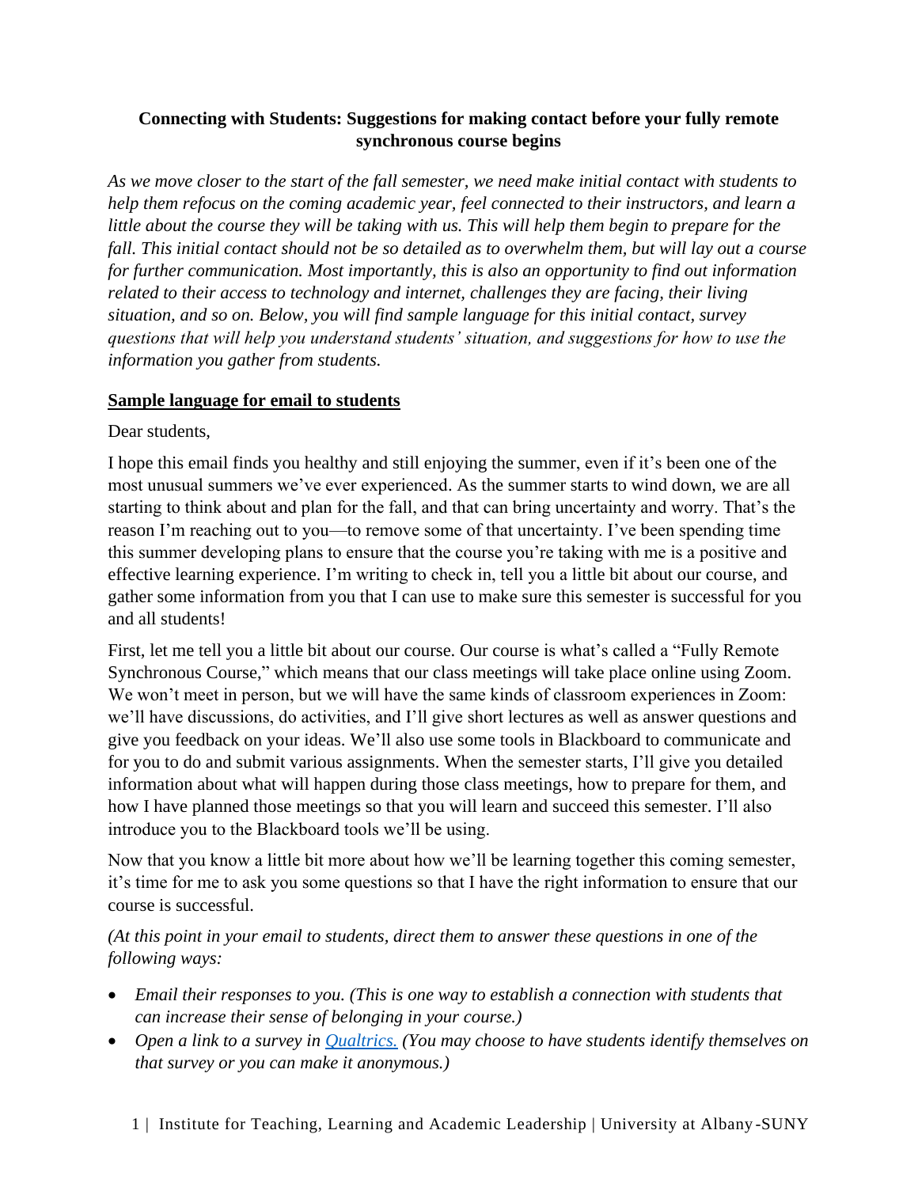# Connecting with Students: Suggestions for making contact before your fully remote synchronous course begins

*As we move closer to the start of the fall semester, we need make initial contact with students to help them refocus on the coming academic year, feel connected to their instructors, and learn a little about the course they will be taking with us. This will help them begin to prepare for the fall. This initial contact should not be so detailed as to overwhelm them, but will lay out a course for further communication. Most importantly, this is also an opportunity to find out information related to their access to technology and internet, challenges they are facing, their living situation, and so on. Below, you will find sample language for this initial contact, survey questions that will help you understand students' situation, and suggestions for how to use the information you gather from students.*

## Sample language for email to students

Dear students,

I hope this email finds you healthy and still enjoying the summer, even if it's been one of the most unusual summers we've ever experienced. As the summer starts to wind down, we are all starting to think about and plan for the fall, and that can bring uncertainty and worry. That's the reason I'm reaching out to you—to remove some of that uncertainty. I've been spending time this summer developing plans to ensure that the course you're taking with me is a positive and effective learning experience. I'm writing to check in, tell you a little bit about our course, and gather some information from you that I can use to make sure this semester is successful for you and all students!

First, let me tell you a little bit about our course. Our course is what's called a "Fully Remote Synchronous Course," which means that our class meetings will take place online using Zoom. We won't meet in person, but we will have the same kinds of classroom experiences in Zoom: we'll have discussions, do activities, and I'll give short lectures as well as answer questions and give you feedback on your ideas. We'll also use some tools in Blackboard to communicate and for you to do and submit various assignments. When the semester starts, I'll give you detailed information about what will happen during those class meetings, how to prepare for them, and how I have planned those meetings so that you will learn and succeed this semester. I'll also introduce you to the Blackboard tools we'll be using.

Now that you know a little bit more about how we'll be learning together this coming semester, it's time for me to ask you some questions so that I have the right information to ensure that our course is successful.

*(At this point in your email to students, direct them to answer these questions in one of the following ways:*

- *Email their responses to you. (This is one way to establish a connection with students that can increase their sense of belonging in your course.)*
- *Open a link to a survey in [Qualtrics.](Qualtrics) (You may choose to have students identify themselves on that survey or you can make it anonymous.)*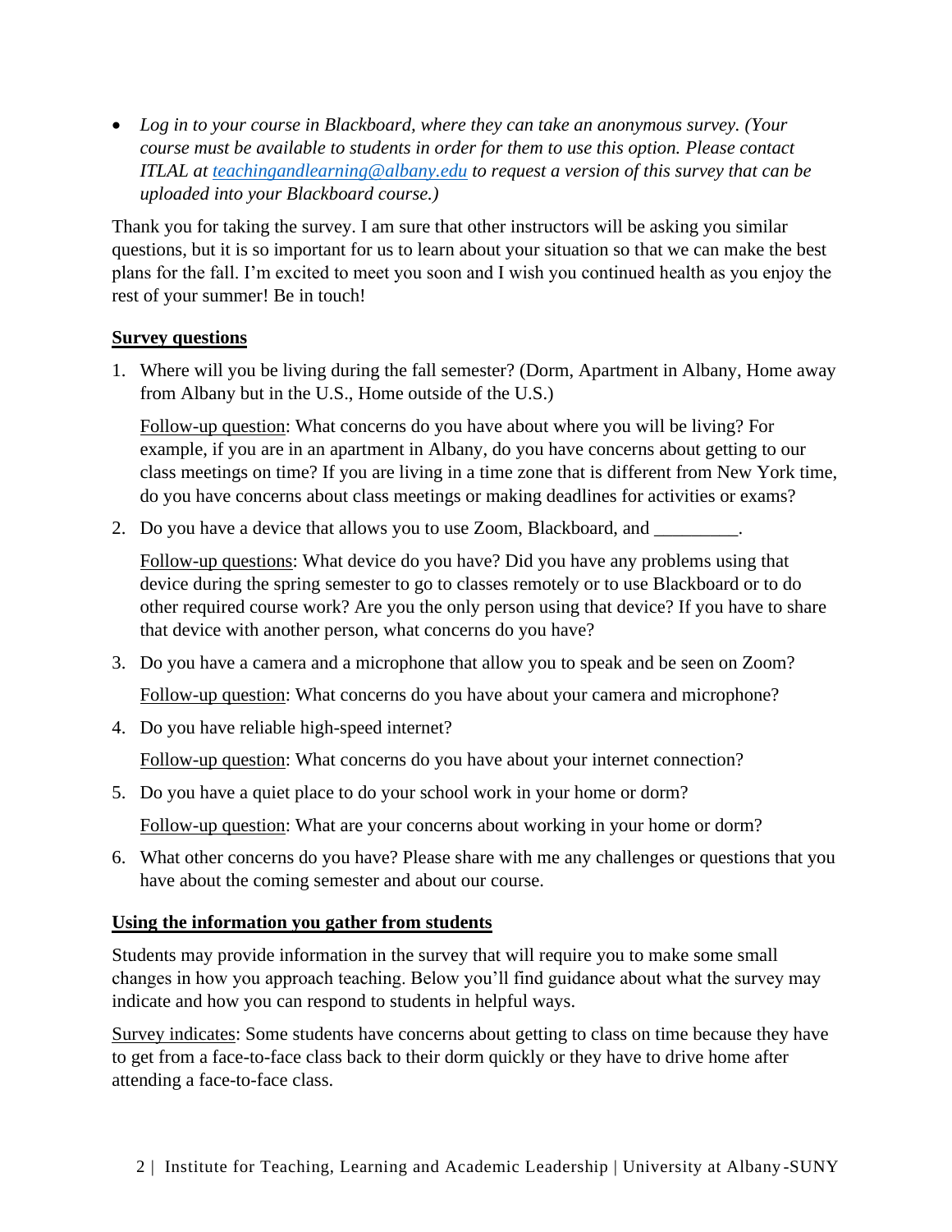- *Log in to your course in Blackboard, where they can take an anonymous survey. (Your course must be available to students in order for them to use this option. Please contact ITLAL at [teachingandlearning@albany.edu](mailto:teachingandlearning@albany.edu) to request a version of this survey that can be uploaded into your Blackboard course.)*

Thank you for taking the survey. I am sure that other instructors will be asking you similar questions, but it is so important for us to learn about your situation so that we can make the best plans for the fall. I'm excited to meet you soon and I wish you continued health as you enjoy the rest of your summer! Be in touch!

## Survey questions

1. Where will you be living during the fall semester? (Dorm, Apartment in Albany, Home away from Albany but in the U.S., Home outside of the U.S.)

   Follow-up question: What concerns do you have about where you will be living? For example, if you are in an apartment in Albany, do you have concerns about getting to our class meetings on time? If you are living in a time zone that is different from New York time, do you have concerns about class meetings or making deadlines for activities or exams?

2. Do you have a device that allows you to use Zoom, Blackboard, and _________.

   Follow-up questions: What device do you have? Did you have any problems using that device during the spring semester to go to classes remotely or to use Blackboard or to do other required course work? Are you the only person using that device? If you have to share that device with another person, what concerns do you have?

3. Do you have a camera and a microphone that allow you to speak and be seen on Zoom?

   Follow-up question: What concerns do you have about your camera and microphone?

4. Do you have reliable high-speed internet?

   Follow-up question: What concerns do you have about your internet connection?

5. Do you have a quiet place to do your school work in your home or dorm?

   Follow-up question: What are your concerns about working in your home or dorm?

6. What other concerns do you have? Please share with me any challenges or questions that you have about the coming semester and about our course.

## Using the information you gather from students

Students may provide information in the survey that will require you to make some small changes in how you approach teaching. Below you'll find guidance about what the survey may indicate and how you can respond to students in helpful ways.

Survey indicates: Some students have concerns about getting to class on time because they have to get from a face-to-face class back to their dorm quickly or they have to drive home after attending a face-to-face class.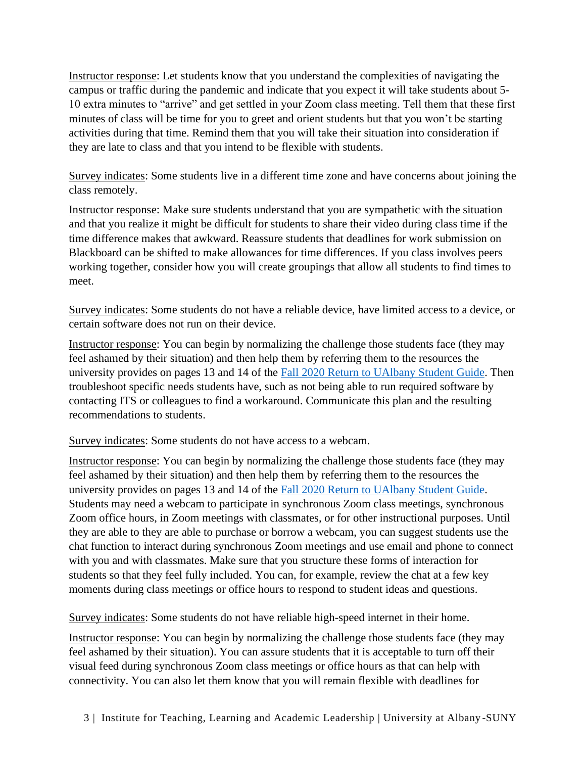Instructor response: Let students know that you understand the complexities of navigating the campus or traffic during the pandemic and indicate that you expect it will take students about 5-10 extra minutes to "arrive" and get settled in your Zoom class meeting. Tell them that these first minutes of class will be time for you to greet and orient students but that you won't be starting activities during that time. Remind them that you will take their situation into consideration if they are late to class and that you intend to be flexible with students.

Survey indicates: Some students live in a different time zone and have concerns about joining the class remotely.

Instructor response: Make sure students understand that you are sympathetic with the situation and that you realize it might be difficult for students to share their video during class time if the time difference makes that awkward. Reassure students that deadlines for work submission on Blackboard can be shifted to make allowances for time differences. If you class involves peers working together, consider how you will create groupings that allow all students to find times to meet.

Survey indicates: Some students do not have a reliable device, have limited access to a device, or certain software does not run on their device.

Instructor response: You can begin by normalizing the challenge those students face (they may feel ashamed by their situation) and then help them by referring them to the resources the university provides on pages 13 and 14 of the [Fall 2020 Return to UAlbany Student Guide](). Then troubleshoot specific needs students have, such as not being able to run required software by contacting ITS or colleagues to find a workaround. Communicate this plan and the resulting recommendations to students.

Survey indicates: Some students do not have access to a webcam.

Instructor response: You can begin by normalizing the challenge those students face (they may feel ashamed by their situation) and then help them by referring them to the resources the university provides on pages 13 and 14 of the [Fall 2020 Return to UAlbany Student Guide](). Students may need a webcam to participate in synchronous Zoom class meetings, synchronous Zoom office hours, in Zoom meetings with classmates, or for other instructional purposes. Until they are able to they are able to purchase or borrow a webcam, you can suggest students use the chat function to interact during synchronous Zoom meetings and use email and phone to connect with you and with classmates. Make sure that you structure these forms of interaction for students so that they feel fully included. You can, for example, review the chat at a few key moments during class meetings or office hours to respond to student ideas and questions.

Survey indicates: Some students do not have reliable high-speed internet in their home.

Instructor response: You can begin by normalizing the challenge those students face (they may feel ashamed by their situation). You can assure students that it is acceptable to turn off their visual feed during synchronous Zoom class meetings or office hours as that can help with connectivity. You can also let them know that you will remain flexible with deadlines for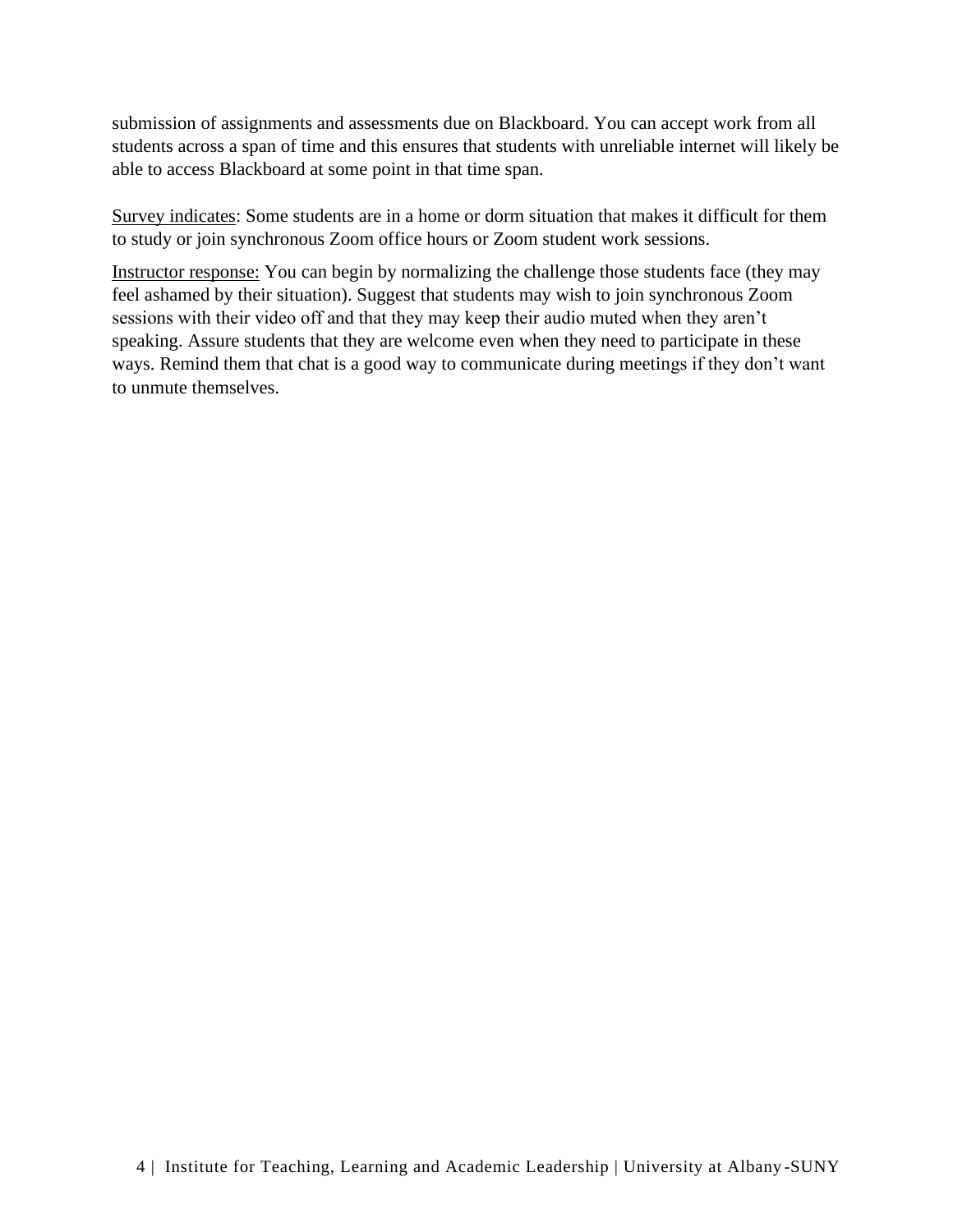submission of assignments and assessments due on Blackboard. You can accept work from all students across a span of time and this ensures that students with unreliable internet will likely be able to access Blackboard at some point in that time span.

<u>Survey indicates</u>: Some students are in a home or dorm situation that makes it difficult for them to study or join synchronous Zoom office hours or Zoom student work sessions.

<u>Instructor response:</u> You can begin by normalizing the challenge those students face (they may feel ashamed by their situation). Suggest that students may wish to join synchronous Zoom sessions with their video off and that they may keep their audio muted when they aren't speaking. Assure students that they are welcome even when they need to participate in these ways. Remind them that chat is a good way to communicate during meetings if they don't want to unmute themselves.